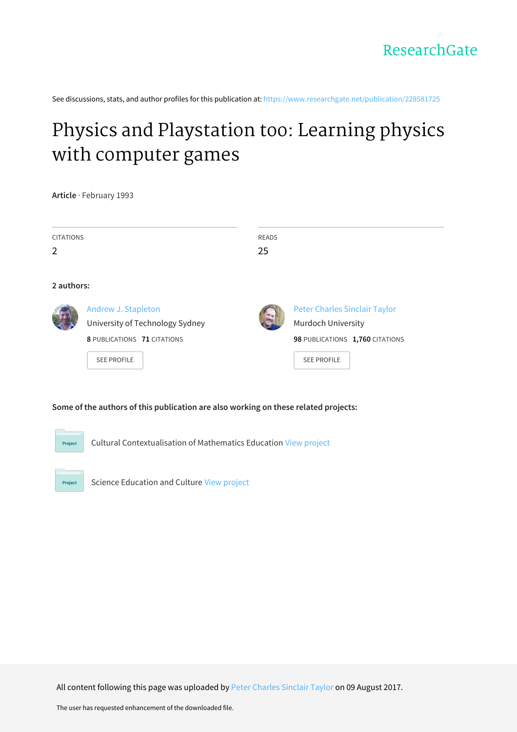ResearchGate

See discussions, stats, and author profiles for this publication at: https://www.researchgate.net/publication/228581725

# Physics and Playstation too: Learning physics with computer games

**Article** · February 1993

| CITATIONS | READS |
| --- | --- |
| 2 | 25 |

**2 authors:**

Andrew J. Stapleton
University of Technology Sydney
8 PUBLICATIONS 71 CITATIONS
SEE PROFILE

Peter Charles Sinclair Taylor
Murdoch University
98 PUBLICATIONS 1,760 CITATIONS
SEE PROFILE

**Some of the authors of this publication are also working on these related projects:**

Project: Cultural Contextualisation of Mathematics Education View project

Project: Science Education and Culture View project

All content following this page was uploaded by Peter Charles Sinclair Taylor on 09 August 2017.

The user has requested enhancement of the downloaded file.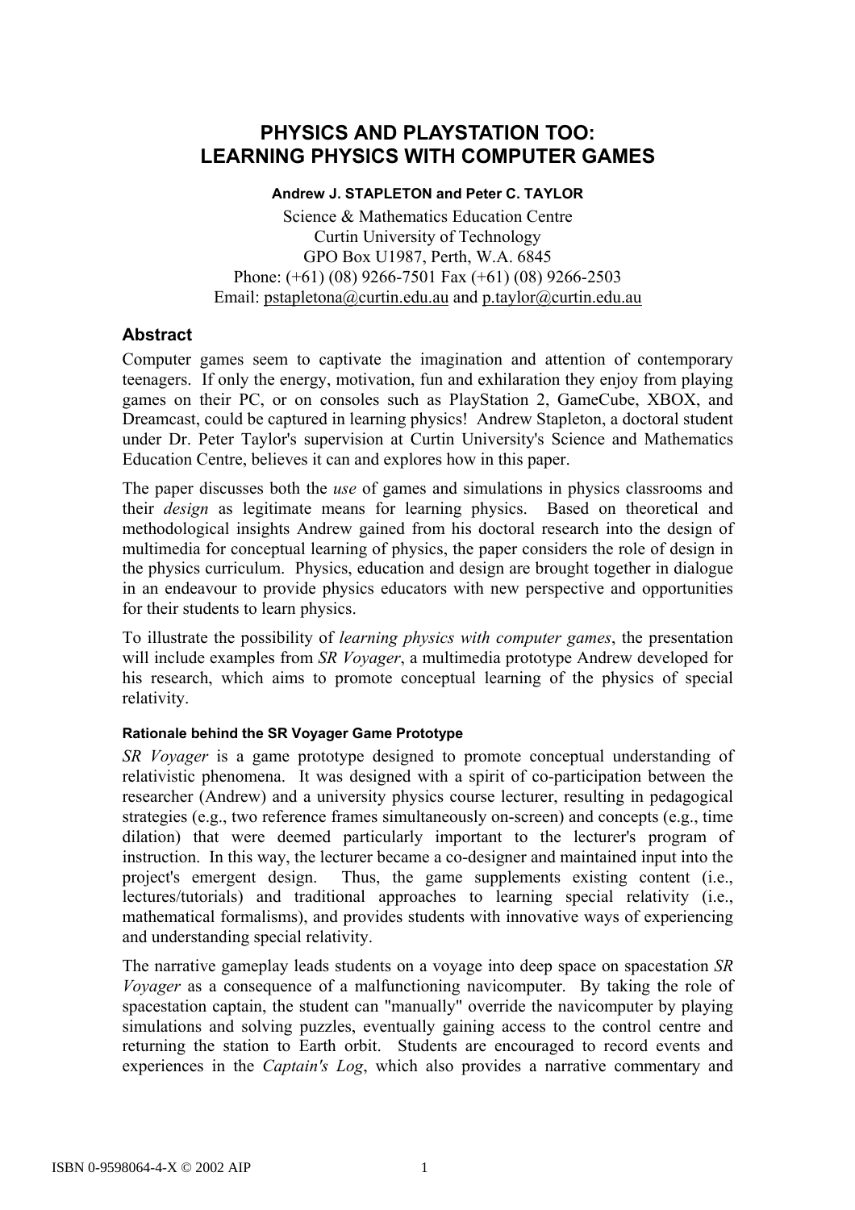# PHYSICS AND PLAYSTATION TOO: LEARNING PHYSICS WITH COMPUTER GAMES

**Andrew J. STAPLETON and Peter C. TAYLOR**

Science & Mathematics Education Centre
Curtin University of Technology
GPO Box U1987, Perth, W.A. 6845
Phone: (+61) (08) 9266-7501 Fax (+61) (08) 9266-2503
Email: pstapletona@curtin.edu.au and p.taylor@curtin.edu.au

## Abstract

Computer games seem to captivate the imagination and attention of contemporary teenagers. If only the energy, motivation, fun and exhilaration they enjoy from playing games on their PC, or on consoles such as PlayStation 2, GameCube, XBOX, and Dreamcast, could be captured in learning physics! Andrew Stapleton, a doctoral student under Dr. Peter Taylor's supervision at Curtin University's Science and Mathematics Education Centre, believes it can and explores how in this paper.

The paper discusses both the *use* of games and simulations in physics classrooms and their *design* as legitimate means for learning physics. Based on theoretical and methodological insights Andrew gained from his doctoral research into the design of multimedia for conceptual learning of physics, the paper considers the role of design in the physics curriculum. Physics, education and design are brought together in dialogue in an endeavour to provide physics educators with new perspective and opportunities for their students to learn physics.

To illustrate the possibility of *learning physics with computer games*, the presentation will include examples from *SR Voyager*, a multimedia prototype Andrew developed for his research, which aims to promote conceptual learning of the physics of special relativity.

#### Rationale behind the SR Voyager Game Prototype

*SR Voyager* is a game prototype designed to promote conceptual understanding of relativistic phenomena. It was designed with a spirit of co-participation between the researcher (Andrew) and a university physics course lecturer, resulting in pedagogical strategies (e.g., two reference frames simultaneously on-screen) and concepts (e.g., time dilation) that were deemed particularly important to the lecturer's program of instruction. In this way, the lecturer became a co-designer and maintained input into the project's emergent design. Thus, the game supplements existing content (i.e., lectures/tutorials) and traditional approaches to learning special relativity (i.e., mathematical formalisms), and provides students with innovative ways of experiencing and understanding special relativity.

The narrative gameplay leads students on a voyage into deep space on spacestation *SR Voyager* as a consequence of a malfunctioning navicomputer. By taking the role of spacestation captain, the student can "manually" override the navicomputer by playing simulations and solving puzzles, eventually gaining access to the control centre and returning the station to Earth orbit. Students are encouraged to record events and experiences in the *Captain's Log*, which also provides a narrative commentary and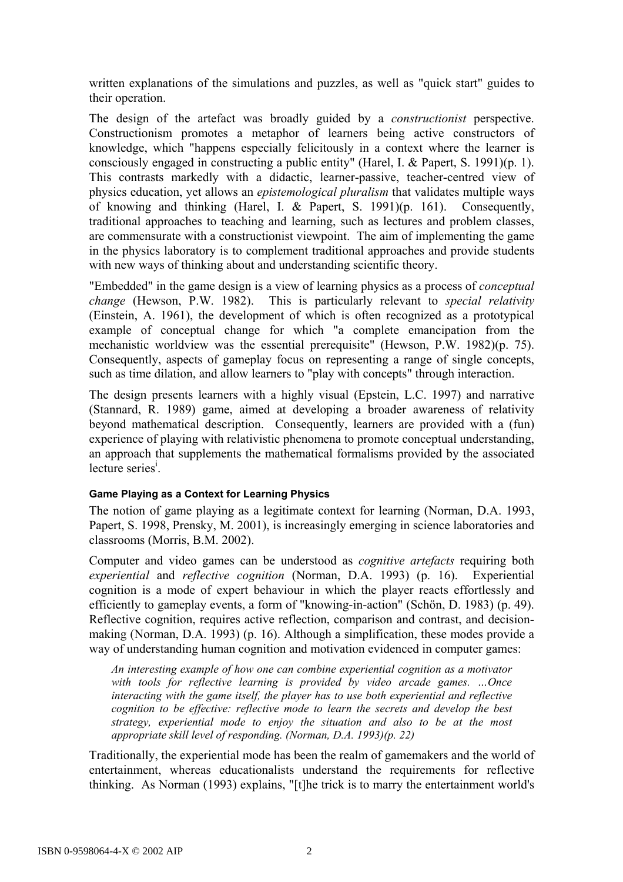written explanations of the simulations and puzzles, as well as "quick start" guides to their operation.

The design of the artefact was broadly guided by a *constructionist* perspective. Constructionism promotes a metaphor of learners being active constructors of knowledge, which "happens especially felicitously in a context where the learner is consciously engaged in constructing a public entity" (Harel, I. & Papert, S. 1991)(p. 1). This contrasts markedly with a didactic, learner-passive, teacher-centred view of physics education, yet allows an *epistemological pluralism* that validates multiple ways of knowing and thinking (Harel, I. & Papert, S. 1991)(p. 161). Consequently, traditional approaches to teaching and learning, such as lectures and problem classes, are commensurate with a constructionist viewpoint. The aim of implementing the game in the physics laboratory is to complement traditional approaches and provide students with new ways of thinking about and understanding scientific theory.

"Embedded" in the game design is a view of learning physics as a process of *conceptual change* (Hewson, P.W. 1982). This is particularly relevant to *special relativity* (Einstein, A. 1961), the development of which is often recognized as a prototypical example of conceptual change for which "a complete emancipation from the mechanistic worldview was the essential prerequisite" (Hewson, P.W. 1982)(p. 75). Consequently, aspects of gameplay focus on representing a range of single concepts, such as time dilation, and allow learners to "play with concepts" through interaction.

The design presents learners with a highly visual (Epstein, L.C. 1997) and narrative (Stannard, R. 1989) game, aimed at developing a broader awareness of relativity beyond mathematical description. Consequently, learners are provided with a (fun) experience of playing with relativistic phenomena to promote conceptual understanding, an approach that supplements the mathematical formalisms provided by the associated lecture series[i].

#### Game Playing as a Context for Learning Physics

The notion of game playing as a legitimate context for learning (Norman, D.A. 1993, Papert, S. 1998, Prensky, M. 2001), is increasingly emerging in science laboratories and classrooms (Morris, B.M. 2002).

Computer and video games can be understood as *cognitive artefacts* requiring both *experiential* and *reflective cognition* (Norman, D.A. 1993) (p. 16). Experiential cognition is a mode of expert behaviour in which the player reacts effortlessly and efficiently to gameplay events, a form of "knowing-in-action" (Schön, D. 1983) (p. 49). Reflective cognition, requires active reflection, comparison and contrast, and decision-making (Norman, D.A. 1993) (p. 16). Although a simplification, these modes provide a way of understanding human cognition and motivation evidenced in computer games:

> *An interesting example of how one can combine experiential cognition as a motivator with tools for reflective learning is provided by video arcade games. …Once interacting with the game itself, the player has to use both experiential and reflective cognition to be effective: reflective mode to learn the secrets and develop the best strategy, experiential mode to enjoy the situation and also to be at the most appropriate skill level of responding. (Norman, D.A. 1993)(p. 22)*

Traditionally, the experiential mode has been the realm of gamemakers and the world of entertainment, whereas educationalists understand the requirements for reflective thinking. As Norman (1993) explains, "[t]he trick is to marry the entertainment world's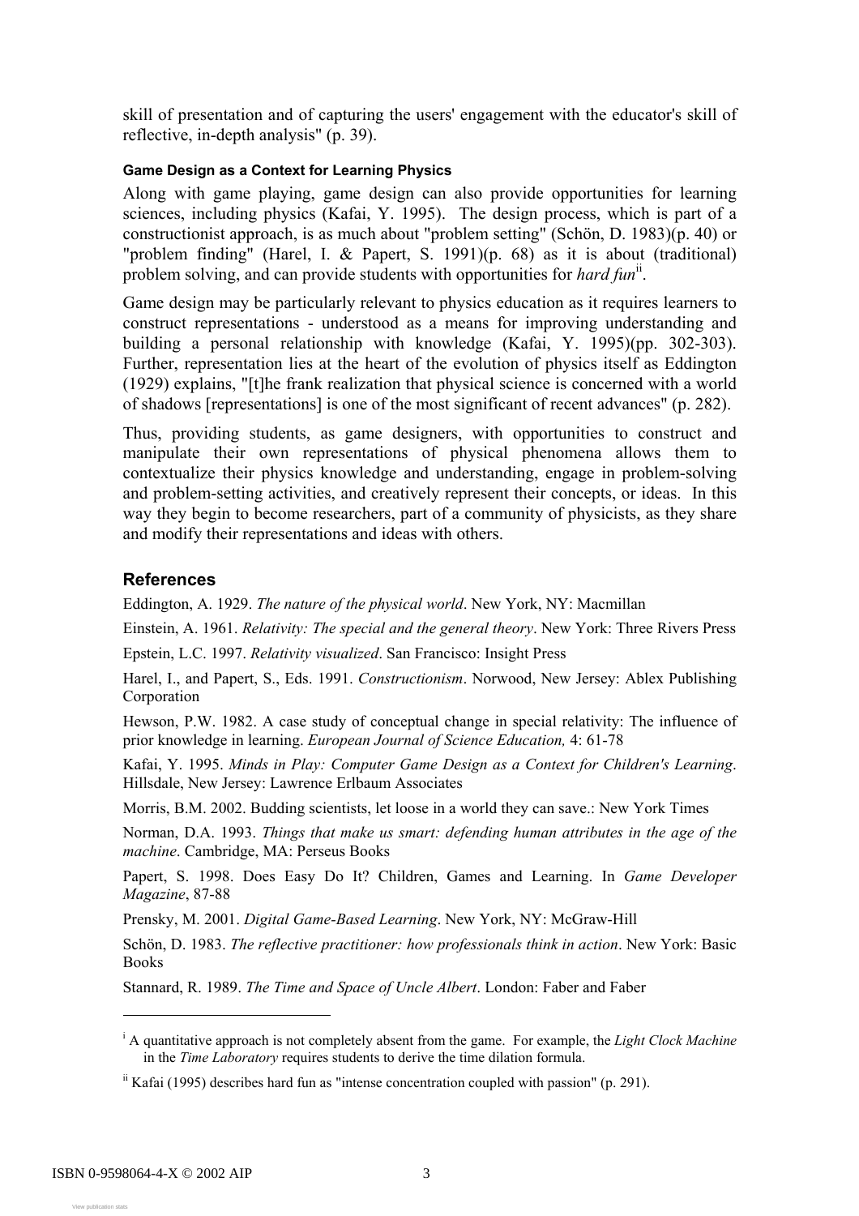skill of presentation and of capturing the users' engagement with the educator's skill of reflective, in-depth analysis" (p. 39).

#### Game Design as a Context for Learning Physics

Along with game playing, game design can also provide opportunities for learning sciences, including physics (Kafai, Y. 1995). The design process, which is part of a constructionist approach, is as much about "problem setting" (Schön, D. 1983)(p. 40) or "problem finding" (Harel, I. & Papert, S. 1991)(p. 68) as it is about (traditional) problem solving, and can provide students with opportunities for *hard fun*[ii].

Game design may be particularly relevant to physics education as it requires learners to construct representations - understood as a means for improving understanding and building a personal relationship with knowledge (Kafai, Y. 1995)(pp. 302-303). Further, representation lies at the heart of the evolution of physics itself as Eddington (1929) explains, "[t]he frank realization that physical science is concerned with a world of shadows [representations] is one of the most significant of recent advances" (p. 282).

Thus, providing students, as game designers, with opportunities to construct and manipulate their own representations of physical phenomena allows them to contextualize their physics knowledge and understanding, engage in problem-solving and problem-setting activities, and creatively represent their concepts, or ideas. In this way they begin to become researchers, part of a community of physicists, as they share and modify their representations and ideas with others.

### References

Eddington, A. 1929. *The nature of the physical world*. New York, NY: Macmillan

Einstein, A. 1961. *Relativity: The special and the general theory*. New York: Three Rivers Press

Epstein, L.C. 1997. *Relativity visualized*. San Francisco: Insight Press

Harel, I., and Papert, S., Eds. 1991. *Constructionism*. Norwood, New Jersey: Ablex Publishing Corporation

Hewson, P.W. 1982. A case study of conceptual change in special relativity: The influence of prior knowledge in learning. *European Journal of Science Education,* 4: 61-78

Kafai, Y. 1995. *Minds in Play: Computer Game Design as a Context for Children's Learning*. Hillsdale, New Jersey: Lawrence Erlbaum Associates

Morris, B.M. 2002. Budding scientists, let loose in a world they can save.: New York Times

Norman, D.A. 1993. *Things that make us smart: defending human attributes in the age of the machine*. Cambridge, MA: Perseus Books

Papert, S. 1998. Does Easy Do It? Children, Games and Learning. In *Game Developer Magazine*, 87-88

Prensky, M. 2001. *Digital Game-Based Learning*. New York, NY: McGraw-Hill

Schön, D. 1983. *The reflective practitioner: how professionals think in action*. New York: Basic Books

Stannard, R. 1989. *The Time and Space of Uncle Albert*. London: Faber and Faber

---

[i] A quantitative approach is not completely absent from the game. For example, the *Light Clock Machine* in the *Time Laboratory* requires students to derive the time dilation formula.

[ii] Kafai (1995) describes hard fun as "intense concentration coupled with passion" (p. 291).

ISBN 0-9598064-4-X © 2002 AIP